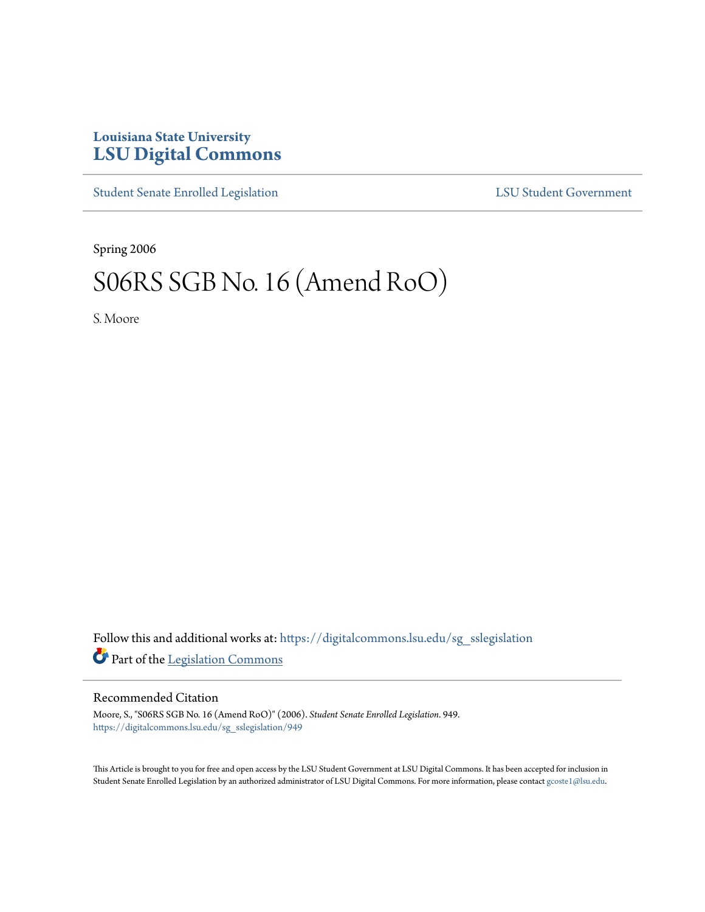Louisiana State University
# LSU Digital Commons

Student Senate Enrolled Legislation | LSU Student Government

Spring 2006

# S06RS SGB No. 16 (Amend RoO)

S. Moore

Follow this and additional works at: https://digitalcommons.lsu.edu/sg_sslegislation

Part of the Legislation Commons

## Recommended Citation

Moore, S., "S06RS SGB No. 16 (Amend RoO)" (2006). *Student Senate Enrolled Legislation*. 949.
https://digitalcommons.lsu.edu/sg_sslegislation/949

This Article is brought to you for free and open access by the LSU Student Government at LSU Digital Commons. It has been accepted for inclusion in Student Senate Enrolled Legislation by an authorized administrator of LSU Digital Commons. For more information, please contact gcoste1@lsu.edu.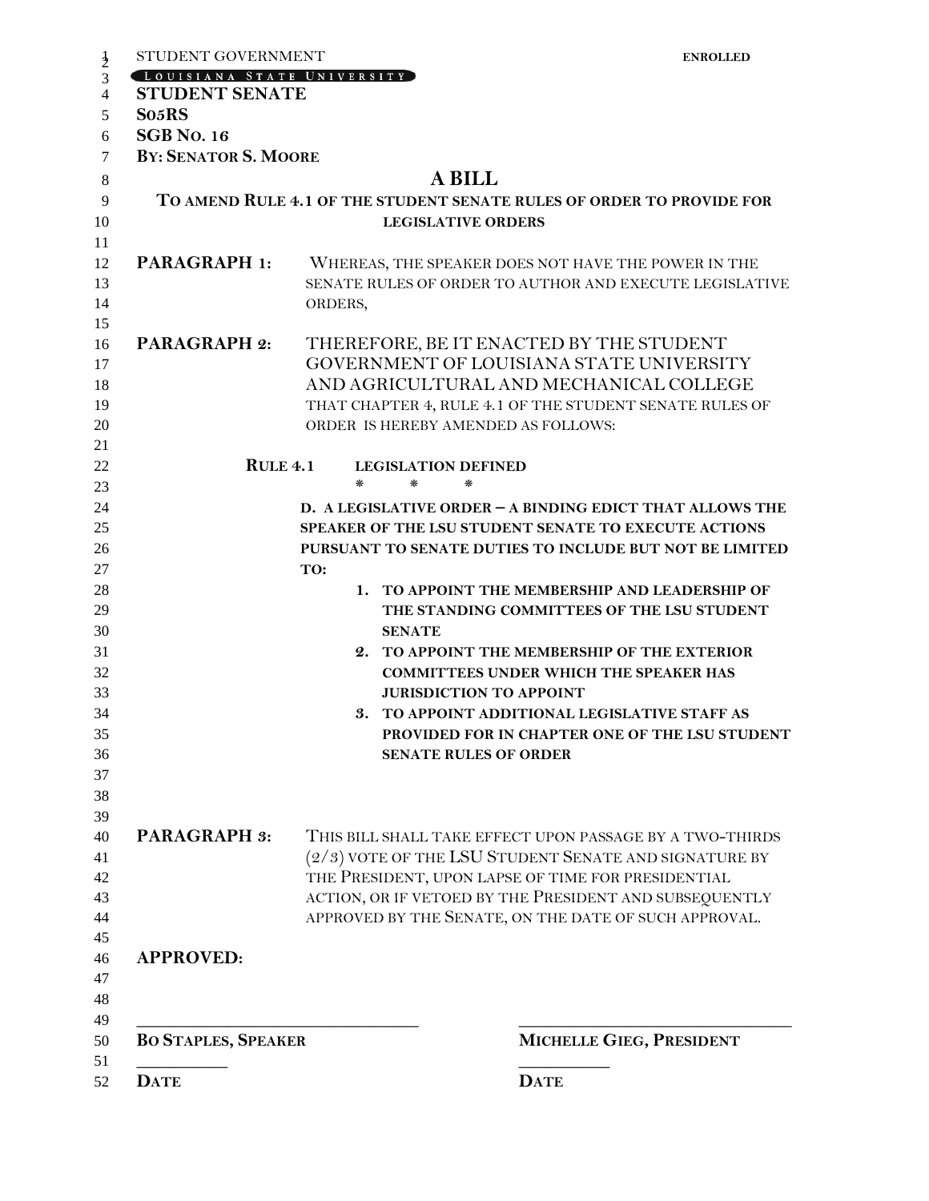STUDENT GOVERNMENT **ENROLLED**

LOUISIANA STATE UNIVERSITY

**STUDENT SENATE**

**S05RS**

**SGB NO. 16**

**BY: SENATOR S. MOORE**

# A BILL

**TO AMEND RULE 4.1 OF THE STUDENT SENATE RULES OF ORDER TO PROVIDE FOR LEGISLATIVE ORDERS**

**PARAGRAPH 1:** WHEREAS, THE SPEAKER DOES NOT HAVE THE POWER IN THE SENATE RULES OF ORDER TO AUTHOR AND EXECUTE LEGISLATIVE ORDERS,

**PARAGRAPH 2:** THEREFORE, BE IT ENACTED BY THE STUDENT GOVERNMENT OF LOUISIANA STATE UNIVERSITY AND AGRICULTURAL AND MECHANICAL COLLEGE THAT CHAPTER 4, RULE 4.1 OF THE STUDENT SENATE RULES OF ORDER IS HEREBY AMENDED AS FOLLOWS:

**RULE 4.1 LEGISLATION DEFINED**

\* \* \*

**D. A LEGISLATIVE ORDER – A BINDING EDICT THAT ALLOWS THE SPEAKER OF THE LSU STUDENT SENATE TO EXECUTE ACTIONS PURSUANT TO SENATE DUTIES TO INCLUDE BUT NOT BE LIMITED TO:**

1. **TO APPOINT THE MEMBERSHIP AND LEADERSHIP OF THE STANDING COMMITTEES OF THE LSU STUDENT SENATE**
2. **TO APPOINT THE MEMBERSHIP OF THE EXTERIOR COMMITTEES UNDER WHICH THE SPEAKER HAS JURISDICTION TO APPOINT**
3. **TO APPOINT ADDITIONAL LEGISLATIVE STAFF AS PROVIDED FOR IN CHAPTER ONE OF THE LSU STUDENT SENATE RULES OF ORDER**

**PARAGRAPH 3:** THIS BILL SHALL TAKE EFFECT UPON PASSAGE BY A TWO-THIRDS (2/3) VOTE OF THE LSU STUDENT SENATE AND SIGNATURE BY THE PRESIDENT, UPON LAPSE OF TIME FOR PRESIDENTIAL ACTION, OR IF VETOED BY THE PRESIDENT AND SUBSEQUENTLY APPROVED BY THE SENATE, ON THE DATE OF SUCH APPROVAL.

**APPROVED:**

______________________________ ______________________________

**BO STAPLES, SPEAKER** **MICHELLE GIEG, PRESIDENT**

__________ __________

**DATE** **DATE**